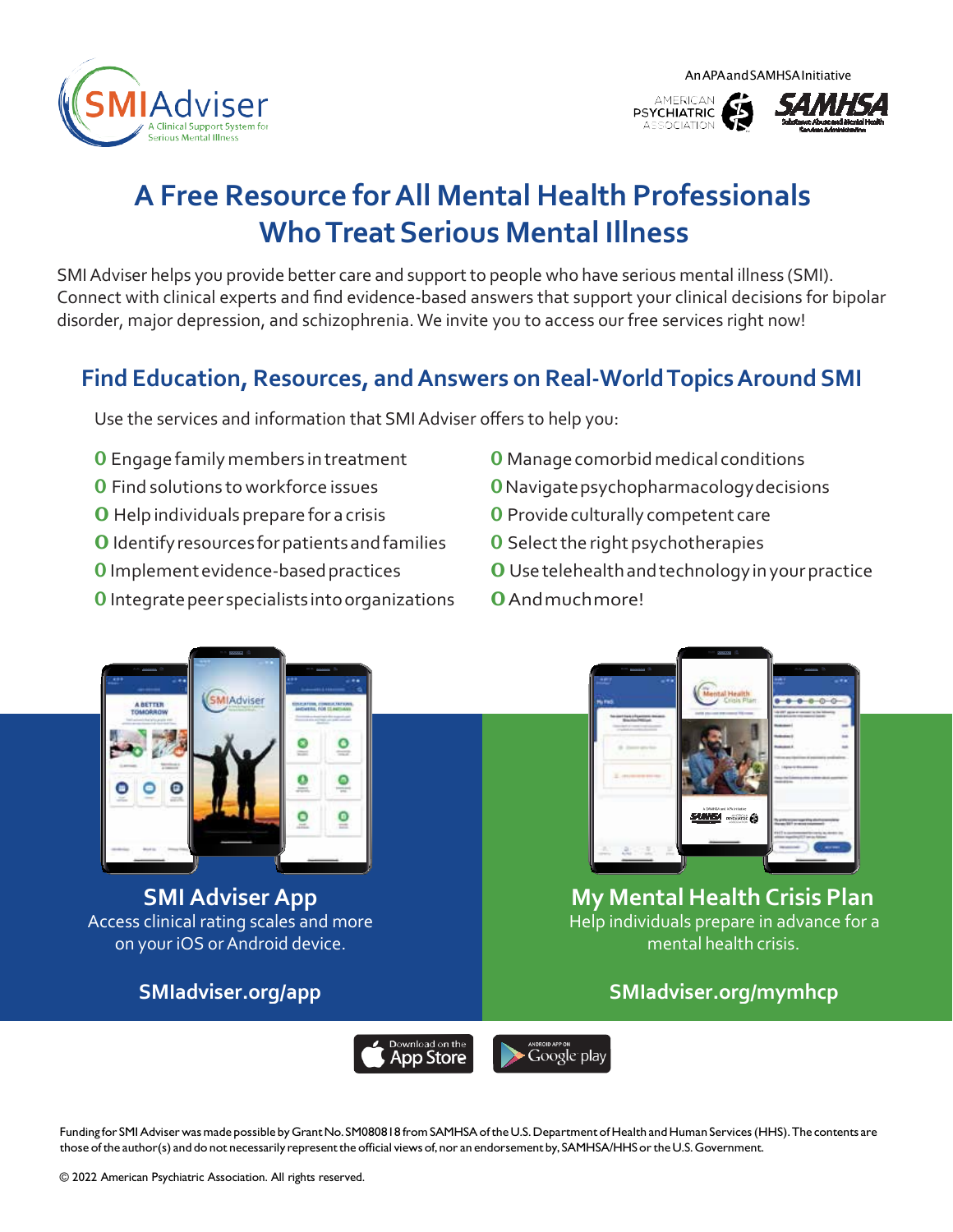SMIAdviser — A Clinical Support System for Serious Mental Illness

An APA and SAMHSA Initiative

# A Free Resource for All Mental Health Professionals Who Treat Serious Mental Illness

SMI Adviser helps you provide better care and support to people who have serious mental illness (SMI). Connect with clinical experts and find evidence-based answers that support your clinical decisions for bipolar disorder, major depression, and schizophrenia. We invite you to access our free services right now!

## Find Education, Resources, and Answers on Real-World Topics Around SMI

Use the services and information that SMI Adviser offers to help you:

- Engage family members in treatment
- Find solutions to workforce issues
- Help individuals prepare for a crisis
- Identify resources for patients and families
- Implement evidence-based practices
- Integrate peer specialists into organizations
- Manage comorbid medical conditions
- Navigate psychopharmacology decisions
- Provide culturally competent care
- Select the right psychotherapies
- Use telehealth and technology in your practice
- And much more!

### SMI Adviser App

Access clinical rating scales and more on your iOS or Android device.

**SMIadviser.org/app**

### My Mental Health Crisis Plan

Help individuals prepare in advance for a mental health crisis.

**SMIadviser.org/mymhcp**

Download on the App Store | Android App on Google play

Funding for SMI Adviser was made possible by Grant No. SM080818 from SAMHSA of the U.S. Department of Health and Human Services (HHS). The contents are those of the author(s) and do not necessarily represent the official views of, nor an endorsement by, SAMHSA/HHS or the U.S. Government.

© 2022 American Psychiatric Association. All rights reserved.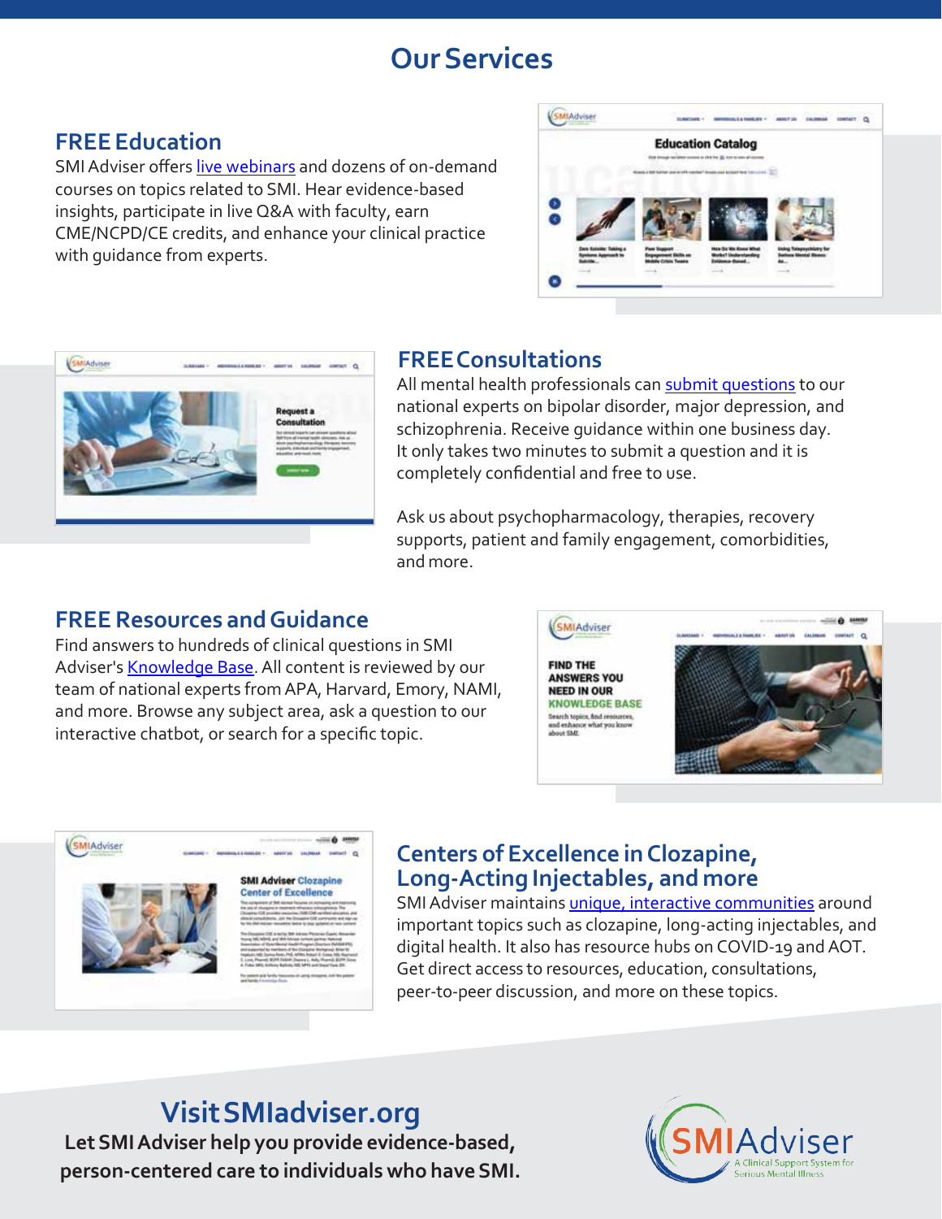# Our Services

## FREE Education

SMI Adviser offers live webinars and dozens of on-demand courses on topics related to SMI. Hear evidence-based insights, participate in live Q&A with faculty, earn CME/NCPD/CE credits, and enhance your clinical practice with guidance from experts.

## FREE Consultations

All mental health professionals can submit questions to our national experts on bipolar disorder, major depression, and schizophrenia. Receive guidance within one business day. It only takes two minutes to submit a question and it is completely confidential and free to use.

Ask us about psychopharmacology, therapies, recovery supports, patient and family engagement, comorbidities, and more.

## FREE Resources and Guidance

Find answers to hundreds of clinical questions in SMI Adviser's Knowledge Base. All content is reviewed by our team of national experts from APA, Harvard, Emory, NAMI, and more. Browse any subject area, ask a question to our interactive chatbot, or search for a specific topic.

## Centers of Excellence in Clozapine, Long-Acting Injectables, and more

SMI Adviser maintains unique, interactive communities around important topics such as clozapine, long-acting injectables, and digital health. It also has resource hubs on COVID-19 and AOT. Get direct access to resources, education, consultations, peer-to-peer discussion, and more on these topics.

## Visit SMIadviser.org

**Let SMI Adviser help you provide evidence-based, person-centered care to individuals who have SMI.**

SMIAdviser
A Clinical Support System for Serious Mental Illness